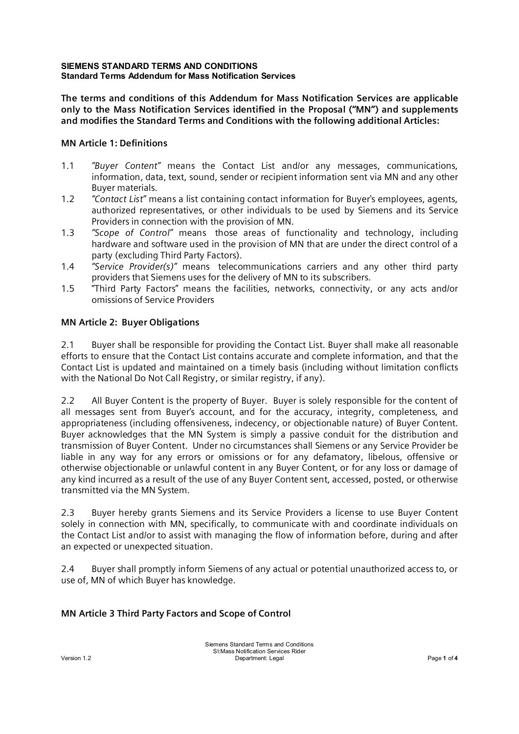**SIEMENS STANDARD TERMS AND CONDITIONS**
**Standard Terms Addendum for Mass Notification Services**

**The terms and conditions of this Addendum for Mass Notification Services are applicable only to the Mass Notification Services identified in the Proposal ("MN") and supplements and modifies the Standard Terms and Conditions with the following additional Articles:**

## MN Article 1: Definitions

1.1 *"Buyer Content"* means the Contact List and/or any messages, communications, information, data, text, sound, sender or recipient information sent via MN and any other Buyer materials.

1.2 *"Contact List"* means a list containing contact information for Buyer's employees, agents, authorized representatives, or other individuals to be used by Siemens and its Service Providers in connection with the provision of MN.

1.3 *"Scope of Control"* means those areas of functionality and technology, including hardware and software used in the provision of MN that are under the direct control of a party (excluding Third Party Factors).

1.4 *"Service Provider(s)"* means telecommunications carriers and any other third party providers that Siemens uses for the delivery of MN to its subscribers.

1.5 "Third Party Factors" means the facilities, networks, connectivity, or any acts and/or omissions of Service Providers

## MN Article 2: Buyer Obligations

2.1 Buyer shall be responsible for providing the Contact List. Buyer shall make all reasonable efforts to ensure that the Contact List contains accurate and complete information, and that the Contact List is updated and maintained on a timely basis (including without limitation conflicts with the National Do Not Call Registry, or similar registry, if any).

2.2 All Buyer Content is the property of Buyer. Buyer is solely responsible for the content of all messages sent from Buyer's account, and for the accuracy, integrity, completeness, and appropriateness (including offensiveness, indecency, or objectionable nature) of Buyer Content. Buyer acknowledges that the MN System is simply a passive conduit for the distribution and transmission of Buyer Content. Under no circumstances shall Siemens or any Service Provider be liable in any way for any errors or omissions or for any defamatory, libelous, offensive or otherwise objectionable or unlawful content in any Buyer Content, or for any loss or damage of any kind incurred as a result of the use of any Buyer Content sent, accessed, posted, or otherwise transmitted via the MN System.

2.3 Buyer hereby grants Siemens and its Service Providers a license to use Buyer Content solely in connection with MN, specifically, to communicate with and coordinate individuals on the Contact List and/or to assist with managing the flow of information before, during and after an expected or unexpected situation.

2.4 Buyer shall promptly inform Siemens of any actual or potential unauthorized access to, or use of, MN of which Buyer has knowledge.

## MN Article 3 Third Party Factors and Scope of Control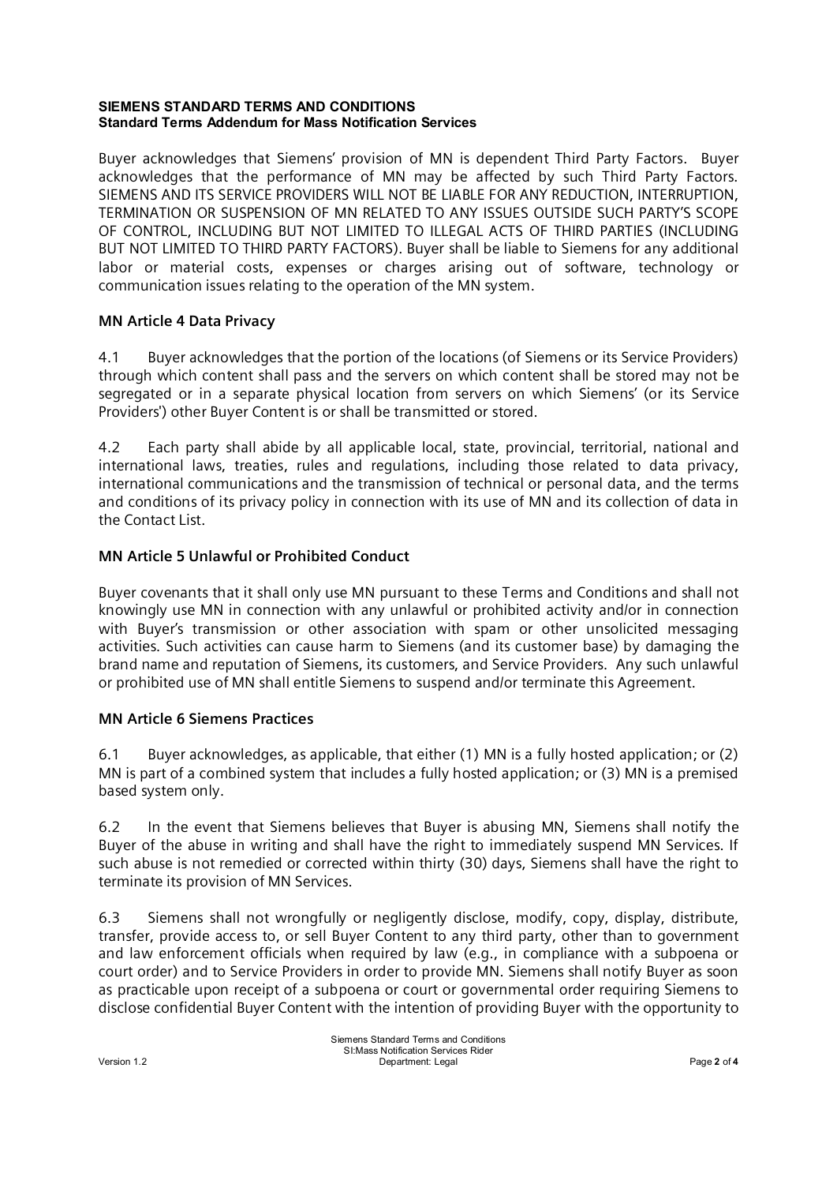**SIEMENS STANDARD TERMS AND CONDITIONS**
**Standard Terms Addendum for Mass Notification Services**

Buyer acknowledges that Siemens' provision of MN is dependent Third Party Factors. Buyer acknowledges that the performance of MN may be affected by such Third Party Factors. SIEMENS AND ITS SERVICE PROVIDERS WILL NOT BE LIABLE FOR ANY REDUCTION, INTERRUPTION, TERMINATION OR SUSPENSION OF MN RELATED TO ANY ISSUES OUTSIDE SUCH PARTY'S SCOPE OF CONTROL, INCLUDING BUT NOT LIMITED TO ILLEGAL ACTS OF THIRD PARTIES (INCLUDING BUT NOT LIMITED TO THIRD PARTY FACTORS). Buyer shall be liable to Siemens for any additional labor or material costs, expenses or charges arising out of software, technology or communication issues relating to the operation of the MN system.

### MN Article 4 Data Privacy

4.1 Buyer acknowledges that the portion of the locations (of Siemens or its Service Providers) through which content shall pass and the servers on which content shall be stored may not be segregated or in a separate physical location from servers on which Siemens' (or its Service Providers') other Buyer Content is or shall be transmitted or stored.

4.2 Each party shall abide by all applicable local, state, provincial, territorial, national and international laws, treaties, rules and regulations, including those related to data privacy, international communications and the transmission of technical or personal data, and the terms and conditions of its privacy policy in connection with its use of MN and its collection of data in the Contact List.

### MN Article 5 Unlawful or Prohibited Conduct

Buyer covenants that it shall only use MN pursuant to these Terms and Conditions and shall not knowingly use MN in connection with any unlawful or prohibited activity and/or in connection with Buyer's transmission or other association with spam or other unsolicited messaging activities. Such activities can cause harm to Siemens (and its customer base) by damaging the brand name and reputation of Siemens, its customers, and Service Providers. Any such unlawful or prohibited use of MN shall entitle Siemens to suspend and/or terminate this Agreement.

### MN Article 6 Siemens Practices

6.1 Buyer acknowledges, as applicable, that either (1) MN is a fully hosted application; or (2) MN is part of a combined system that includes a fully hosted application; or (3) MN is a premised based system only.

6.2 In the event that Siemens believes that Buyer is abusing MN, Siemens shall notify the Buyer of the abuse in writing and shall have the right to immediately suspend MN Services. If such abuse is not remedied or corrected within thirty (30) days, Siemens shall have the right to terminate its provision of MN Services.

6.3 Siemens shall not wrongfully or negligently disclose, modify, copy, display, distribute, transfer, provide access to, or sell Buyer Content to any third party, other than to government and law enforcement officials when required by law (e.g., in compliance with a subpoena or court order) and to Service Providers in order to provide MN. Siemens shall notify Buyer as soon as practicable upon receipt of a subpoena or court or governmental order requiring Siemens to disclose confidential Buyer Content with the intention of providing Buyer with the opportunity to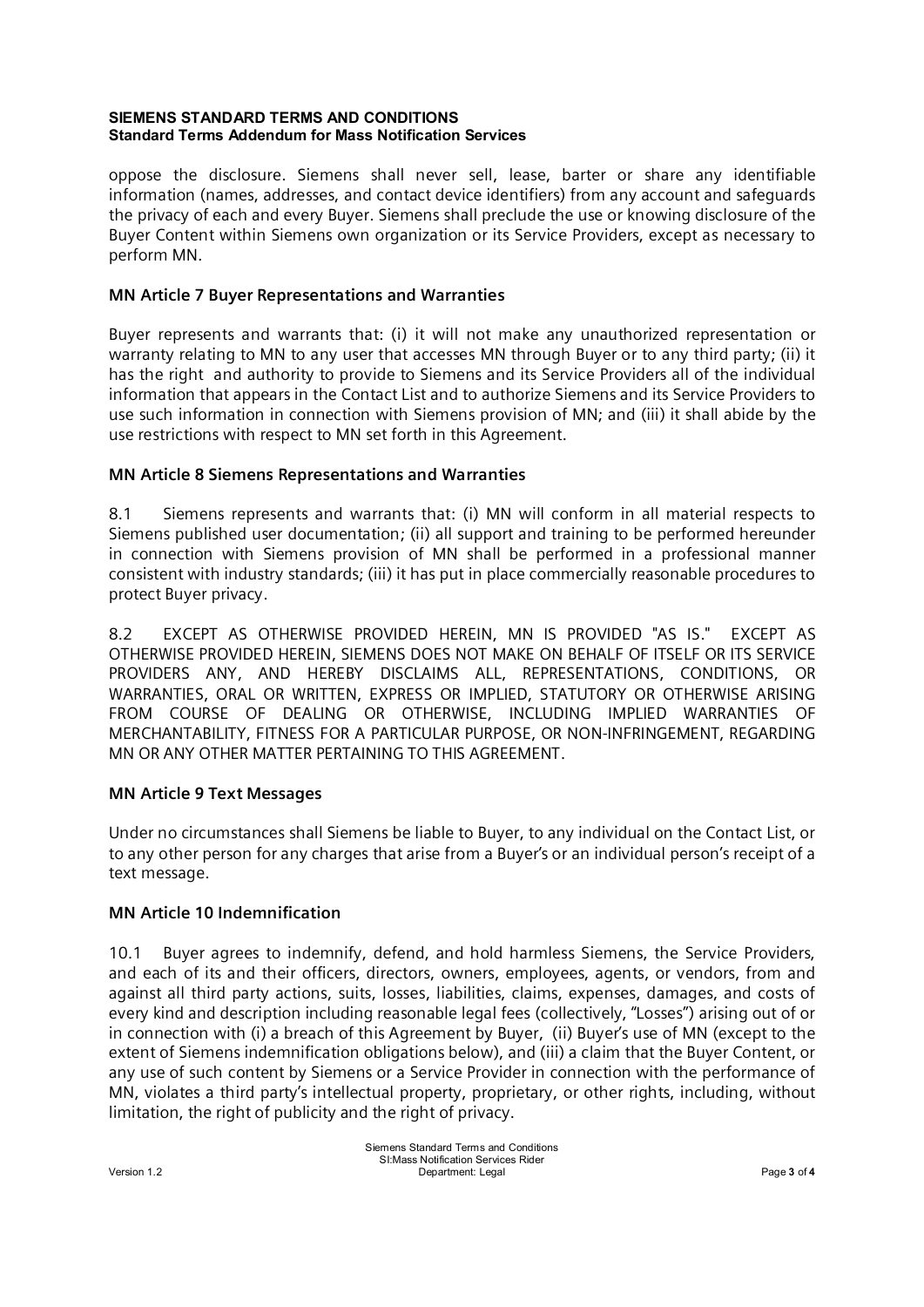oppose the disclosure. Siemens shall never sell, lease, barter or share any identifiable information (names, addresses, and contact device identifiers) from any account and safeguards the privacy of each and every Buyer. Siemens shall preclude the use or knowing disclosure of the Buyer Content within Siemens own organization or its Service Providers, except as necessary to perform MN.

### MN Article 7 Buyer Representations and Warranties

Buyer represents and warrants that: (i) it will not make any unauthorized representation or warranty relating to MN to any user that accesses MN through Buyer or to any third party; (ii) it has the right and authority to provide to Siemens and its Service Providers all of the individual information that appears in the Contact List and to authorize Siemens and its Service Providers to use such information in connection with Siemens provision of MN; and (iii) it shall abide by the use restrictions with respect to MN set forth in this Agreement.

### MN Article 8 Siemens Representations and Warranties

8.1 Siemens represents and warrants that: (i) MN will conform in all material respects to Siemens published user documentation; (ii) all support and training to be performed hereunder in connection with Siemens provision of MN shall be performed in a professional manner consistent with industry standards; (iii) it has put in place commercially reasonable procedures to protect Buyer privacy.

8.2 EXCEPT AS OTHERWISE PROVIDED HEREIN, MN IS PROVIDED "AS IS." EXCEPT AS OTHERWISE PROVIDED HEREIN, SIEMENS DOES NOT MAKE ON BEHALF OF ITSELF OR ITS SERVICE PROVIDERS ANY, AND HEREBY DISCLAIMS ALL, REPRESENTATIONS, CONDITIONS, OR WARRANTIES, ORAL OR WRITTEN, EXPRESS OR IMPLIED, STATUTORY OR OTHERWISE ARISING FROM COURSE OF DEALING OR OTHERWISE, INCLUDING IMPLIED WARRANTIES OF MERCHANTABILITY, FITNESS FOR A PARTICULAR PURPOSE, OR NON-INFRINGEMENT, REGARDING MN OR ANY OTHER MATTER PERTAINING TO THIS AGREEMENT.

### MN Article 9 Text Messages

Under no circumstances shall Siemens be liable to Buyer, to any individual on the Contact List, or to any other person for any charges that arise from a Buyer's or an individual person's receipt of a text message.

### MN Article 10 Indemnification

10.1 Buyer agrees to indemnify, defend, and hold harmless Siemens, the Service Providers, and each of its and their officers, directors, owners, employees, agents, or vendors, from and against all third party actions, suits, losses, liabilities, claims, expenses, damages, and costs of every kind and description including reasonable legal fees (collectively, "Losses") arising out of or in connection with (i) a breach of this Agreement by Buyer, (ii) Buyer's use of MN (except to the extent of Siemens indemnification obligations below), and (iii) a claim that the Buyer Content, or any use of such content by Siemens or a Service Provider in connection with the performance of MN, violates a third party's intellectual property, proprietary, or other rights, including, without limitation, the right of publicity and the right of privacy.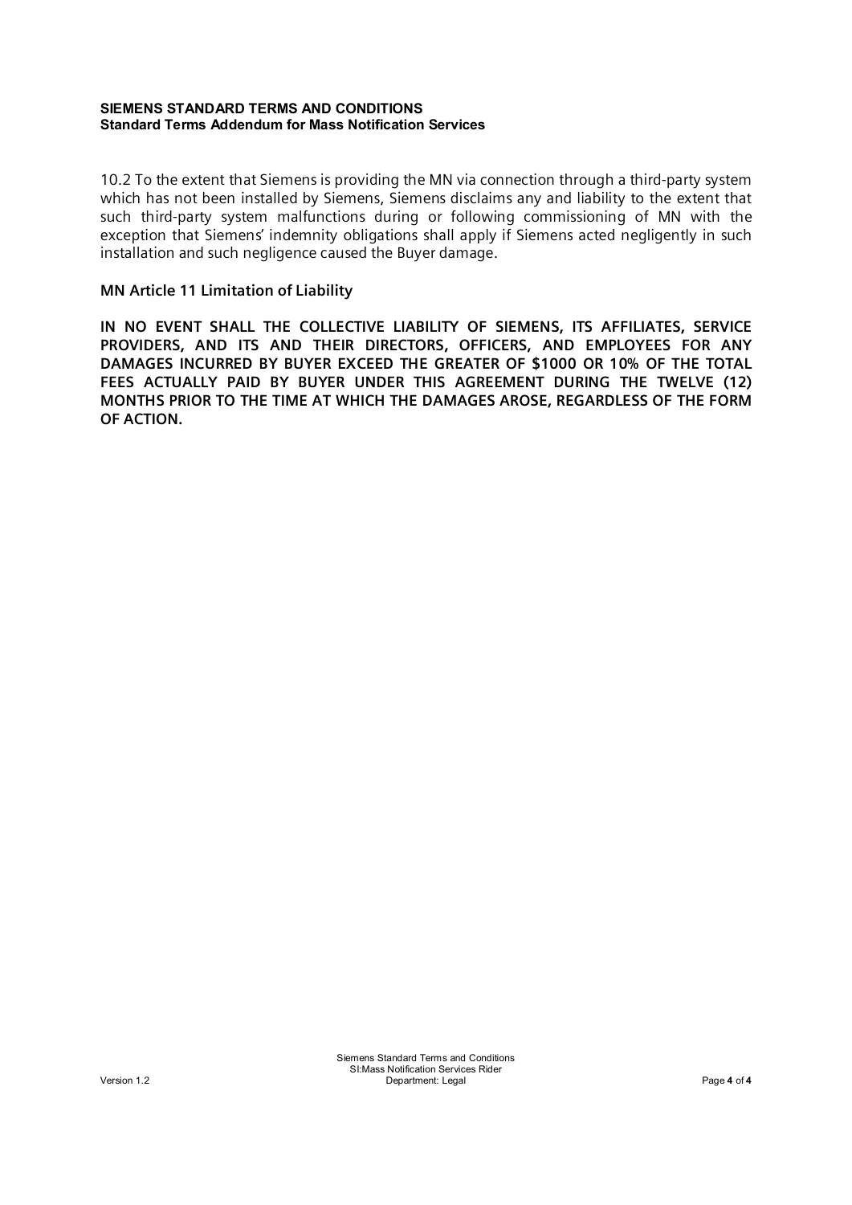10.2 To the extent that Siemens is providing the MN via connection through a third-party system which has not been installed by Siemens, Siemens disclaims any and liability to the extent that such third-party system malfunctions during or following commissioning of MN with the exception that Siemens' indemnity obligations shall apply if Siemens acted negligently in such installation and such negligence caused the Buyer damage.

**MN Article 11 Limitation of Liability**

**IN NO EVENT SHALL THE COLLECTIVE LIABILITY OF SIEMENS, ITS AFFILIATES, SERVICE PROVIDERS, AND ITS AND THEIR DIRECTORS, OFFICERS, AND EMPLOYEES FOR ANY DAMAGES INCURRED BY BUYER EXCEED THE GREATER OF $1000 OR 10% OF THE TOTAL FEES ACTUALLY PAID BY BUYER UNDER THIS AGREEMENT DURING THE TWELVE (12) MONTHS PRIOR TO THE TIME AT WHICH THE DAMAGES AROSE, REGARDLESS OF THE FORM OF ACTION.**